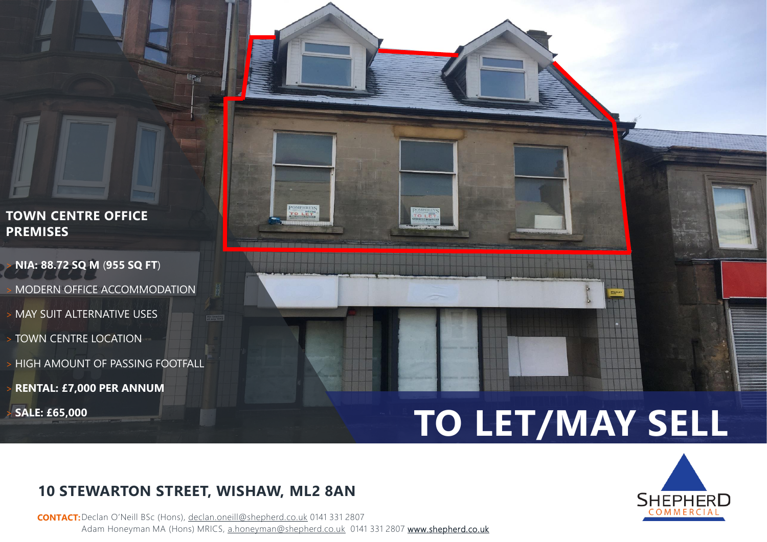## TOWN CENTRE OFFICE PREMISES

- **NIA: 88.72 SQ M (955 SQ FT)**
- MODERN OFFICE ACCOMMODATION
- MAY SUIT ALTERNATIVE USES
- TOWN CENTRE LOCATION
- HIGH AMOUNT OF PASSING FOOTFALL
- **RENTAL: £7,000 PER ANNUM**
- **SALE: £65,000**

# TO LET/MAY SELL

## 10 STEWARTON STREET, WISHAW, ML2 8AN

**CONTACT:** Declan O'Neill BSc (Hons), declan.oneill@shepherd.co.uk 0141 331 2807
Adam Honeyman MA (Hons) MRICS, a.honeyman@shepherd.co.uk 0141 331 2807 www.shepherd.co.uk

SHEPHERD COMMERCIAL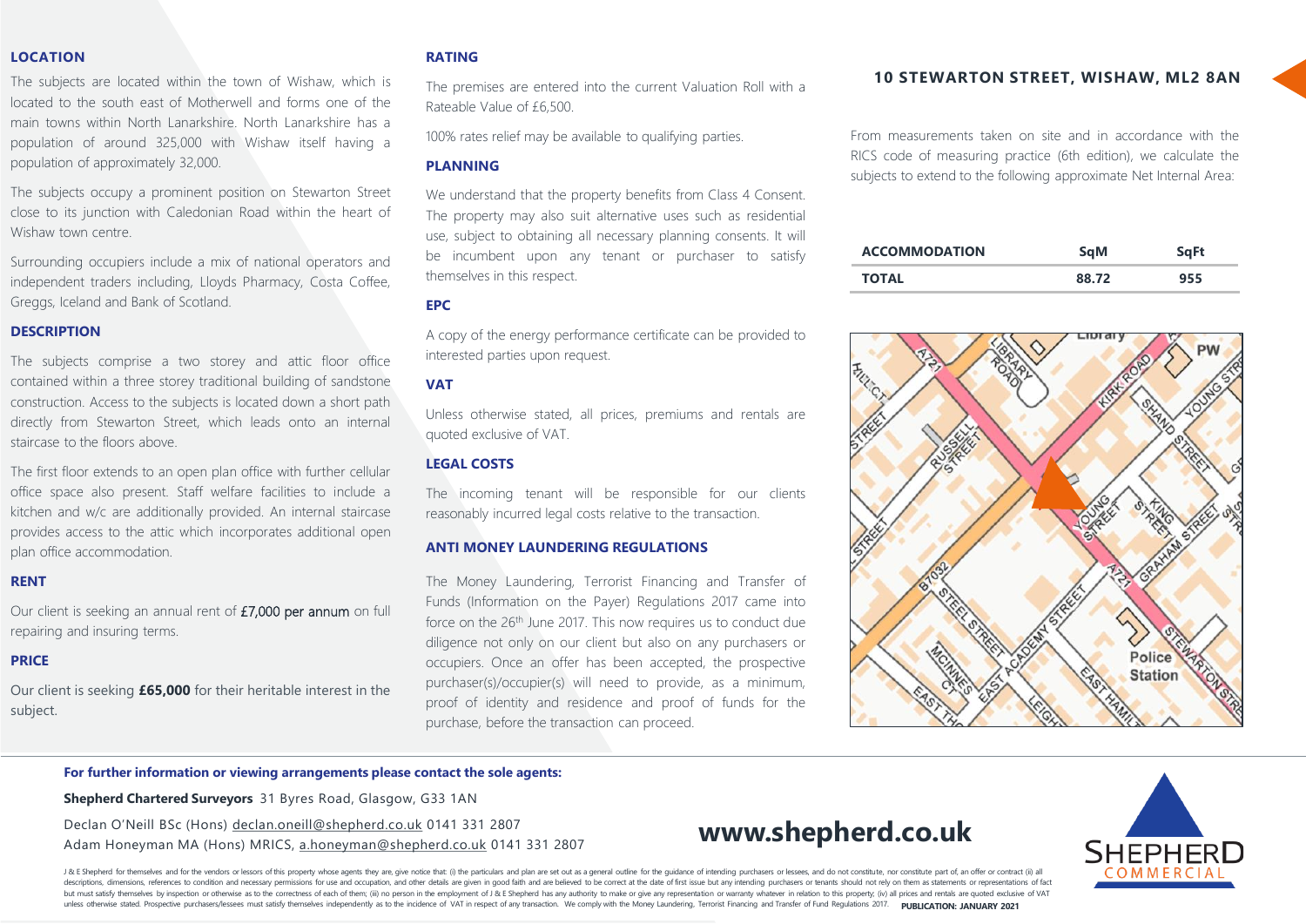## LOCATION

The subjects are located within the town of Wishaw, which is located to the south east of Motherwell and forms one of the main towns within North Lanarkshire. North Lanarkshire has a population of around 325,000 with Wishaw itself having a population of approximately 32,000.

The subjects occupy a prominent position on Stewarton Street close to its junction with Caledonian Road within the heart of Wishaw town centre.

Surrounding occupiers include a mix of national operators and independent traders including, Lloyds Pharmacy, Costa Coffee, Greggs, Iceland and Bank of Scotland.

## DESCRIPTION

The subjects comprise a two storey and attic floor office contained within a three storey traditional building of sandstone construction. Access to the subjects is located down a short path directly from Stewarton Street, which leads onto an internal staircase to the floors above.

The first floor extends to an open plan office with further cellular office space also present. Staff welfare facilities to include a kitchen and w/c are additionally provided. An internal staircase provides access to the attic which incorporates additional open plan office accommodation.

## RENT

Our client is seeking an annual rent of £7,000 per annum on full repairing and insuring terms.

## PRICE

Our client is seeking **£65,000** for their heritable interest in the subject.

## RATING

The premises are entered into the current Valuation Roll with a Rateable Value of £6,500.

100% rates relief may be available to qualifying parties.

## PLANNING

We understand that the property benefits from Class 4 Consent. The property may also suit alternative uses such as residential use, subject to obtaining all necessary planning consents. It will be incumbent upon any tenant or purchaser to satisfy themselves in this respect.

## EPC

A copy of the energy performance certificate can be provided to interested parties upon request.

## VAT

Unless otherwise stated, all prices, premiums and rentals are quoted exclusive of VAT.

## LEGAL COSTS

The incoming tenant will be responsible for our clients reasonably incurred legal costs relative to the transaction.

## ANTI MONEY LAUNDERING REGULATIONS

The Money Laundering, Terrorist Financing and Transfer of Funds (Information on the Payer) Regulations 2017 came into force on the 26th June 2017. This now requires us to conduct due diligence not only on our client but also on any purchasers or occupiers. Once an offer has been accepted, the prospective purchaser(s)/occupier(s) will need to provide, as a minimum, proof of identity and residence and proof of funds for the purchase, before the transaction can proceed.

## 10 STEWARTON STREET, WISHAW, ML2 8AN

From measurements taken on site and in accordance with the RICS code of measuring practice (6th edition), we calculate the subjects to extend to the following approximate Net Internal Area:

| ACCOMMODATION | SqM | SqFt |
|---|---|---|
| TOTAL | 88.72 | 955 |

**For further information or viewing arrangements please contact the sole agents:**

**Shepherd Chartered Surveyors** 31 Byres Road, Glasgow, G33 1AN

Declan O'Neill BSc (Hons) declan.oneill@shepherd.co.uk 0141 331 2807
Adam Honeyman MA (Hons) MRICS, a.honeyman@shepherd.co.uk 0141 331 2807

**www.shepherd.co.uk**

SHEPHERD COMMERCIAL

J & E Shepherd for themselves and for the vendors or lessors of this property whose agents they are, give notice that: (i) the particulars and plan are set out as a general outline for the guidance of intending purchasers or lessees, and do not constitute, nor constitute part of, an offer or contract (ii) all descriptions, dimensions, references to condition and necessary permissions for use and occupation, and other details are given in good faith and are believed to be correct at the date of first issue but any intending purchasers or tenants should not rely on them as statements or representations of fact but must satisfy themselves by inspection or otherwise as to the correctness of each of them; (iii) no person in the employment of J & E Shepherd has any authority to make or give any representation or warranty whatever in relation to this property; (iv) all prices and rentals are quoted exclusive of VAT unless otherwise stated. Prospective purchasers/lessees must satisfy themselves independently as to the incidence of VAT in respect of any transaction. We comply with the Money Laundering, Terrorist Financing and Transfer of Fund Regulations 2017. **PUBLICATION: JANUARY 2021**